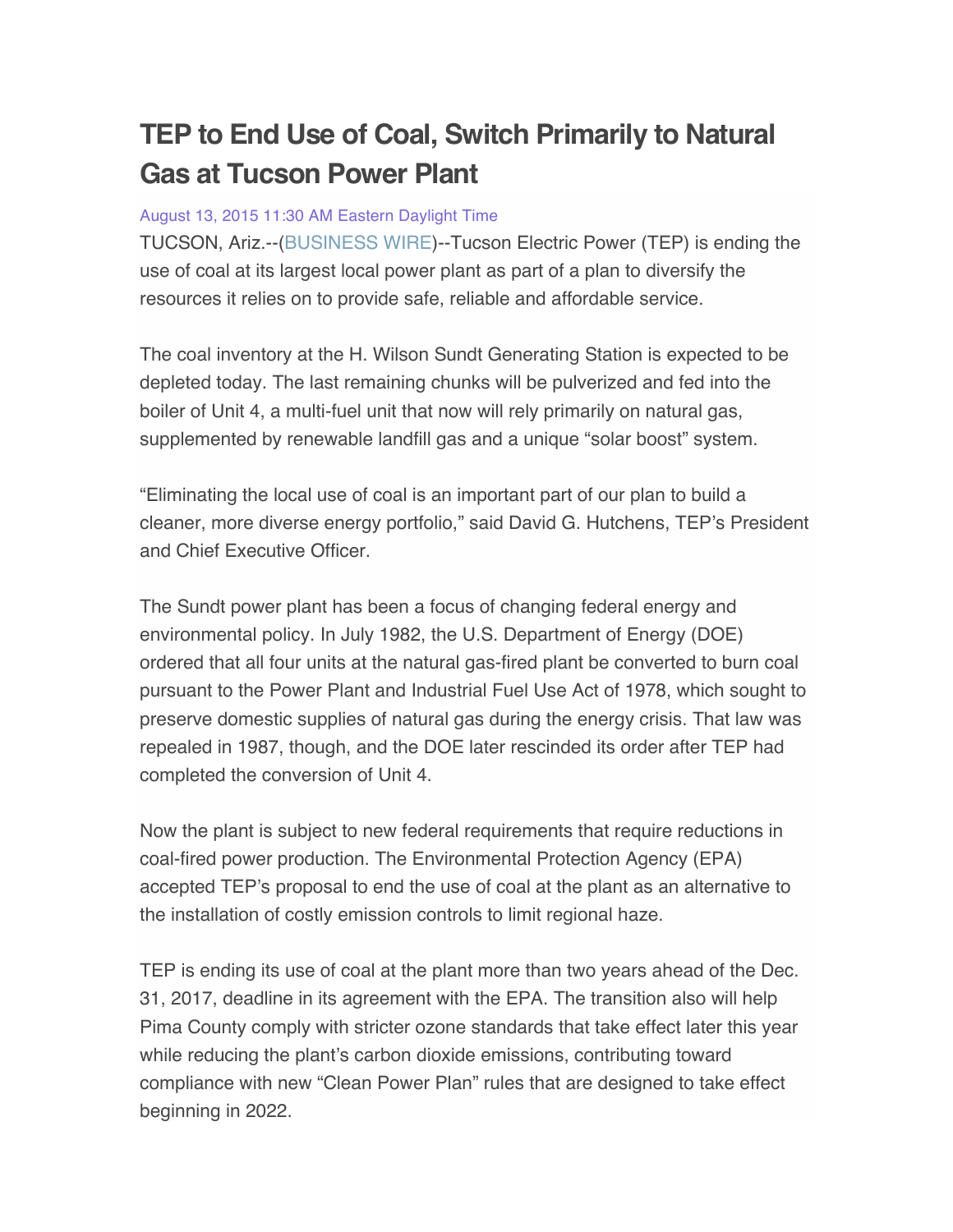# TEP to End Use of Coal, Switch Primarily to Natural Gas at Tucson Power Plant

August 13, 2015 11:30 AM Eastern Daylight Time

TUCSON, Ariz.--(BUSINESS WIRE)--Tucson Electric Power (TEP) is ending the use of coal at its largest local power plant as part of a plan to diversify the resources it relies on to provide safe, reliable and affordable service.

The coal inventory at the H. Wilson Sundt Generating Station is expected to be depleted today. The last remaining chunks will be pulverized and fed into the boiler of Unit 4, a multi-fuel unit that now will rely primarily on natural gas, supplemented by renewable landfill gas and a unique "solar boost" system.

"Eliminating the local use of coal is an important part of our plan to build a cleaner, more diverse energy portfolio," said David G. Hutchens, TEP's President and Chief Executive Officer.

The Sundt power plant has been a focus of changing federal energy and environmental policy. In July 1982, the U.S. Department of Energy (DOE) ordered that all four units at the natural gas-fired plant be converted to burn coal pursuant to the Power Plant and Industrial Fuel Use Act of 1978, which sought to preserve domestic supplies of natural gas during the energy crisis. That law was repealed in 1987, though, and the DOE later rescinded its order after TEP had completed the conversion of Unit 4.

Now the plant is subject to new federal requirements that require reductions in coal-fired power production. The Environmental Protection Agency (EPA) accepted TEP's proposal to end the use of coal at the plant as an alternative to the installation of costly emission controls to limit regional haze.

TEP is ending its use of coal at the plant more than two years ahead of the Dec. 31, 2017, deadline in its agreement with the EPA. The transition also will help Pima County comply with stricter ozone standards that take effect later this year while reducing the plant's carbon dioxide emissions, contributing toward compliance with new "Clean Power Plan" rules that are designed to take effect beginning in 2022.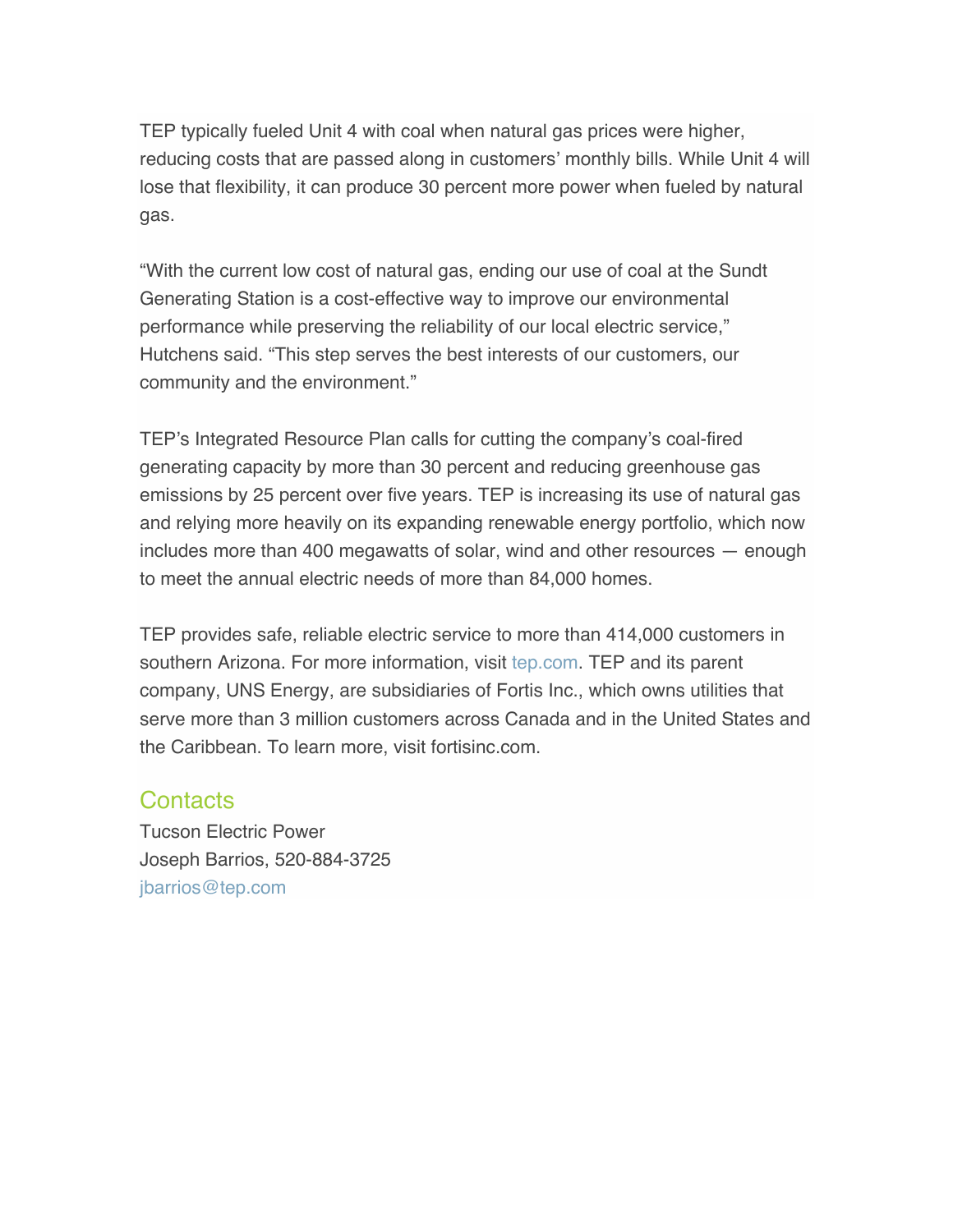TEP typically fueled Unit 4 with coal when natural gas prices were higher, reducing costs that are passed along in customers' monthly bills. While Unit 4 will lose that flexibility, it can produce 30 percent more power when fueled by natural gas.

"With the current low cost of natural gas, ending our use of coal at the Sundt Generating Station is a cost-effective way to improve our environmental performance while preserving the reliability of our local electric service," Hutchens said. "This step serves the best interests of our customers, our community and the environment."

TEP's Integrated Resource Plan calls for cutting the company's coal-fired generating capacity by more than 30 percent and reducing greenhouse gas emissions by 25 percent over five years. TEP is increasing its use of natural gas and relying more heavily on its expanding renewable energy portfolio, which now includes more than 400 megawatts of solar, wind and other resources — enough to meet the annual electric needs of more than 84,000 homes.

TEP provides safe, reliable electric service to more than 414,000 customers in southern Arizona. For more information, visit tep.com. TEP and its parent company, UNS Energy, are subsidiaries of Fortis Inc., which owns utilities that serve more than 3 million customers across Canada and in the United States and the Caribbean. To learn more, visit fortisinc.com.

## Contacts

Tucson Electric Power
Joseph Barrios, 520-884-3725
jbarrios@tep.com